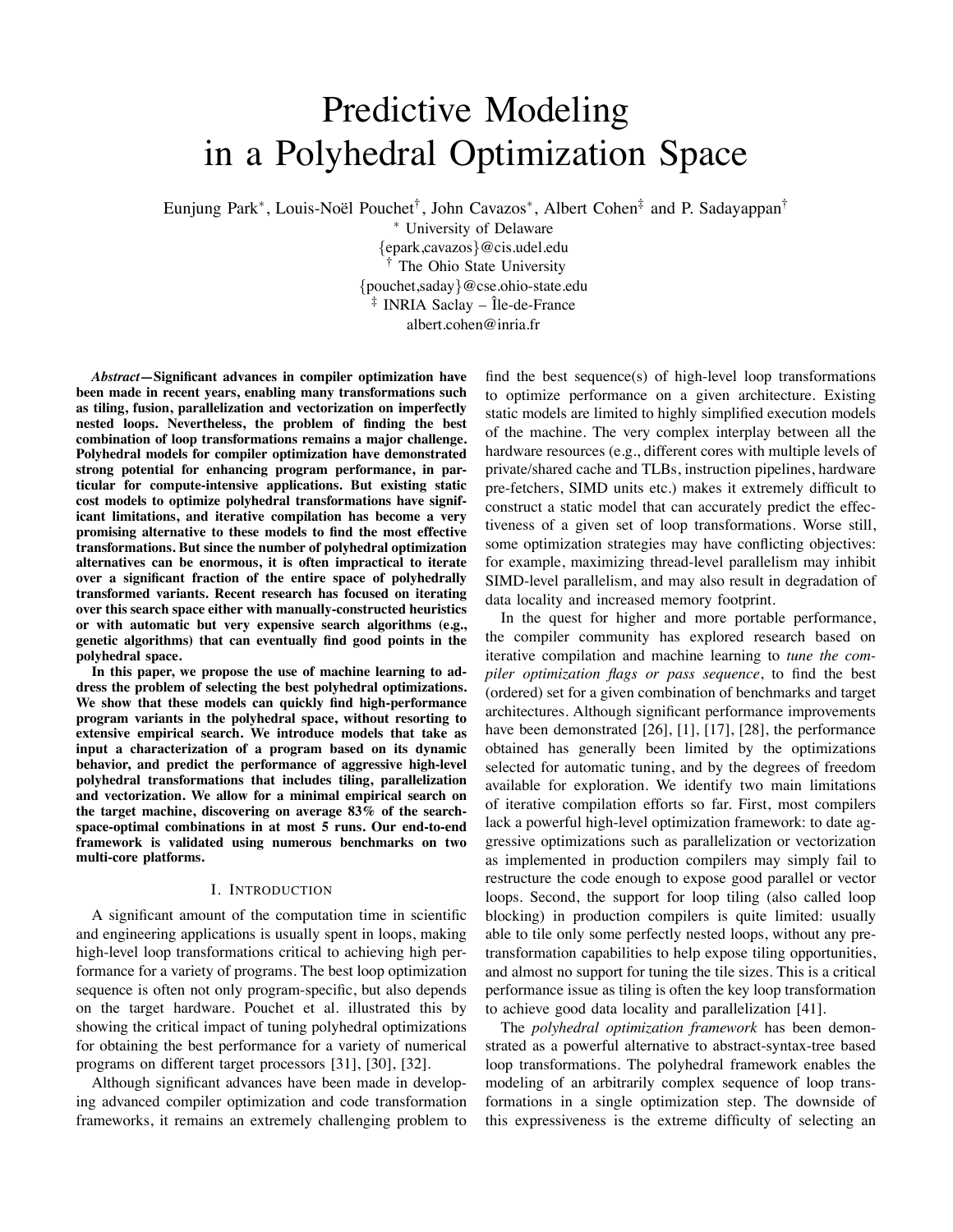# Predictive Modeling in a Polyhedral Optimization Space

Eunjung Park[*], Louis-Noël Pouchet[†], John Cavazos[*], Albert Cohen[‡] and P. Sadayappan[†]

[*] University of Delaware
{epark,cavazos}@cis.udel.edu
[†] The Ohio State University
{pouchet,saday}@cse.ohio-state.edu
[‡] INRIA Saclay – Île-de-France
albert.cohen@inria.fr

***Abstract*—Significant advances in compiler optimization have been made in recent years, enabling many transformations such as tiling, fusion, parallelization and vectorization on imperfectly nested loops. Nevertheless, the problem of finding the best combination of loop transformations remains a major challenge. Polyhedral models for compiler optimization have demonstrated strong potential for enhancing program performance, in particular for compute-intensive applications. But existing static cost models to optimize polyhedral transformations have significant limitations, and iterative compilation has become a very promising alternative to these models to find the most effective transformations. But since the number of polyhedral optimization alternatives can be enormous, it is often impractical to iterate over a significant fraction of the entire space of polyhedrally transformed variants. Recent research has focused on iterating over this search space either with manually-constructed heuristics or with automatic but very expensive search algorithms (e.g., genetic algorithms) that can eventually find good points in the polyhedral space.**

**In this paper, we propose the use of machine learning to address the problem of selecting the best polyhedral optimizations. We show that these models can quickly find high-performance program variants in the polyhedral space, without resorting to extensive empirical search. We introduce models that take as input a characterization of a program based on its dynamic behavior, and predict the performance of aggressive high-level polyhedral transformations that includes tiling, parallelization and vectorization. We allow for a minimal empirical search on the target machine, discovering on average 83% of the search-space-optimal combinations in at most 5 runs. Our end-to-end framework is validated using numerous benchmarks on two multi-core platforms.**

## I. Introduction

A significant amount of the computation time in scientific and engineering applications is usually spent in loops, making high-level loop transformations critical to achieving high performance for a variety of programs. The best loop optimization sequence is often not only program-specific, but also depends on the target hardware. Pouchet et al. illustrated this by showing the critical impact of tuning polyhedral optimizations for obtaining the best performance for a variety of numerical programs on different target processors [31], [30], [32].

Although significant advances have been made in developing advanced compiler optimization and code transformation frameworks, it remains an extremely challenging problem to find the best sequence(s) of high-level loop transformations to optimize performance on a given architecture. Existing static models are limited to highly simplified execution models of the machine. The very complex interplay between all the hardware resources (e.g., different cores with multiple levels of private/shared cache and TLBs, instruction pipelines, hardware pre-fetchers, SIMD units etc.) makes it extremely difficult to construct a static model that can accurately predict the effectiveness of a given set of loop transformations. Worse still, some optimization strategies may have conflicting objectives: for example, maximizing thread-level parallelism may inhibit SIMD-level parallelism, and may also result in degradation of data locality and increased memory footprint.

In the quest for higher and more portable performance, the compiler community has explored research based on iterative compilation and machine learning to *tune the compiler optimization flags or pass sequence*, to find the best (ordered) set for a given combination of benchmarks and target architectures. Although significant performance improvements have been demonstrated [26], [1], [17], [28], the performance obtained has generally been limited by the optimizations selected for automatic tuning, and by the degrees of freedom available for exploration. We identify two main limitations of iterative compilation efforts so far. First, most compilers lack a powerful high-level optimization framework: to date aggressive optimizations such as parallelization or vectorization as implemented in production compilers may simply fail to restructure the code enough to expose good parallel or vector loops. Second, the support for loop tiling (also called loop blocking) in production compilers is quite limited: usually able to tile only some perfectly nested loops, without any pre-transformation capabilities to help expose tiling opportunities, and almost no support for tuning the tile sizes. This is a critical performance issue as tiling is often the key loop transformation to achieve good data locality and parallelization [41].

The *polyhedral optimization framework* has been demonstrated as a powerful alternative to abstract-syntax-tree based loop transformations. The polyhedral framework enables the modeling of an arbitrarily complex sequence of loop transformations in a single optimization step. The downside of this expressiveness is the extreme difficulty of selecting an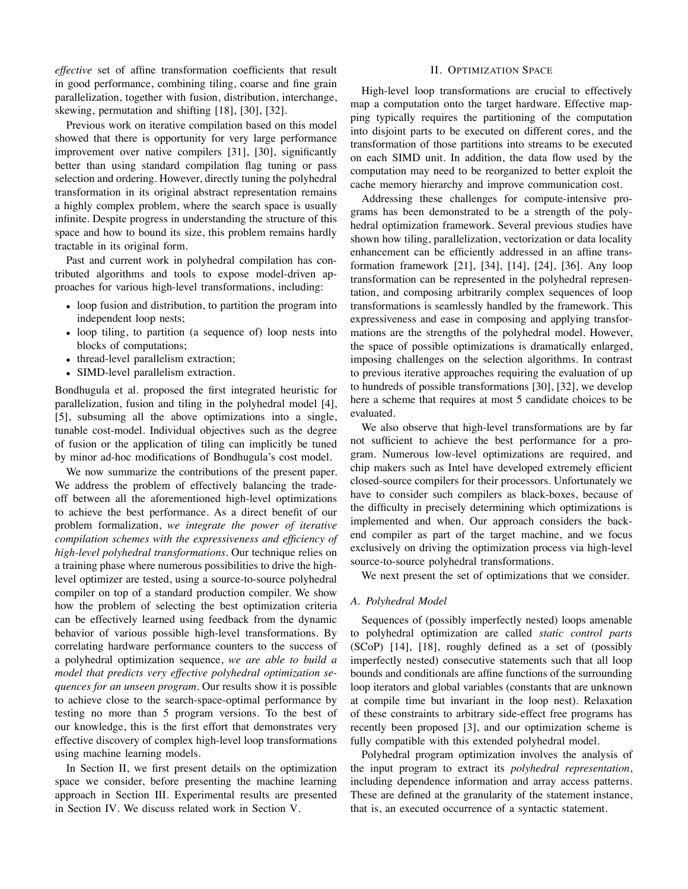*effective* set of affine transformation coefficients that result in good performance, combining tiling, coarse and fine grain parallelization, together with fusion, distribution, interchange, skewing, permutation and shifting [18], [30], [32].

Previous work on iterative compilation based on this model showed that there is opportunity for very large performance improvement over native compilers [31], [30], significantly better than using standard compilation flag tuning or pass selection and ordering. However, directly tuning the polyhedral transformation in its original abstract representation remains a highly complex problem, where the search space is usually infinite. Despite progress in understanding the structure of this space and how to bound its size, this problem remains hardly tractable in its original form.

Past and current work in polyhedral compilation has contributed algorithms and tools to expose model-driven approaches for various high-level transformations, including:

- loop fusion and distribution, to partition the program into independent loop nests;
- loop tiling, to partition (a sequence of) loop nests into blocks of computations;
- thread-level parallelism extraction;
- SIMD-level parallelism extraction.

Bondhugula et al. proposed the first integrated heuristic for parallelization, fusion and tiling in the polyhedral model [4], [5], subsuming all the above optimizations into a single, tunable cost-model. Individual objectives such as the degree of fusion or the application of tiling can implicitly be tuned by minor ad-hoc modifications of Bondhugula's cost model.

We now summarize the contributions of the present paper. We address the problem of effectively balancing the trade-off between all the aforementioned high-level optimizations to achieve the best performance. As a direct benefit of our problem formalization, *we integrate the power of iterative compilation schemes with the expressiveness and efficiency of high-level polyhedral transformations*. Our technique relies on a training phase where numerous possibilities to drive the high-level optimizer are tested, using a source-to-source polyhedral compiler on top of a standard production compiler. We show how the problem of selecting the best optimization criteria can be effectively learned using feedback from the dynamic behavior of various possible high-level transformations. By correlating hardware performance counters to the success of a polyhedral optimization sequence, *we are able to build a model that predicts very effective polyhedral optimization sequences for an unseen program*. Our results show it is possible to achieve close to the search-space-optimal performance by testing no more than 5 program versions. To the best of our knowledge, this is the first effort that demonstrates very effective discovery of complex high-level loop transformations using machine learning models.

In Section II, we first present details on the optimization space we consider, before presenting the machine learning approach in Section III. Experimental results are presented in Section IV. We discuss related work in Section V.

## II. Optimization Space

High-level loop transformations are crucial to effectively map a computation onto the target hardware. Effective mapping typically requires the partitioning of the computation into disjoint parts to be executed on different cores, and the transformation of those partitions into streams to be executed on each SIMD unit. In addition, the data flow used by the computation may need to be reorganized to better exploit the cache memory hierarchy and improve communication cost.

Addressing these challenges for compute-intensive programs has been demonstrated to be a strength of the polyhedral optimization framework. Several previous studies have shown how tiling, parallelization, vectorization or data locality enhancement can be efficiently addressed in an affine transformation framework [21], [34], [14], [24], [36]. Any loop transformation can be represented in the polyhedral representation, and composing arbitrarily complex sequences of loop transformations is seamlessly handled by the framework. This expressiveness and ease in composing and applying transformations are the strengths of the polyhedral model. However, the space of possible optimizations is dramatically enlarged, imposing challenges on the selection algorithms. In contrast to previous iterative approaches requiring the evaluation of up to hundreds of possible transformations [30], [32], we develop here a scheme that requires at most 5 candidate choices to be evaluated.

We also observe that high-level transformations are by far not sufficient to achieve the best performance for a program. Numerous low-level optimizations are required, and chip makers such as Intel have developed extremely efficient closed-source compilers for their processors. Unfortunately we have to consider such compilers as black-boxes, because of the difficulty in precisely determining which optimizations is implemented and when. Our approach considers the back-end compiler as part of the target machine, and we focus exclusively on driving the optimization process via high-level source-to-source polyhedral transformations.

We next present the set of optimizations that we consider.

### A. Polyhedral Model

Sequences of (possibly imperfectly nested) loops amenable to polyhedral optimization are called *static control parts* (SCoP) [14], [18], roughly defined as a set of (possibly imperfectly nested) consecutive statements such that all loop bounds and conditionals are affine functions of the surrounding loop iterators and global variables (constants that are unknown at compile time but invariant in the loop nest). Relaxation of these constraints to arbitrary side-effect free programs has recently been proposed [3], and our optimization scheme is fully compatible with this extended polyhedral model.

Polyhedral program optimization involves the analysis of the input program to extract its *polyhedral representation*, including dependence information and array access patterns. These are defined at the granularity of the statement instance, that is, an executed occurrence of a syntactic statement.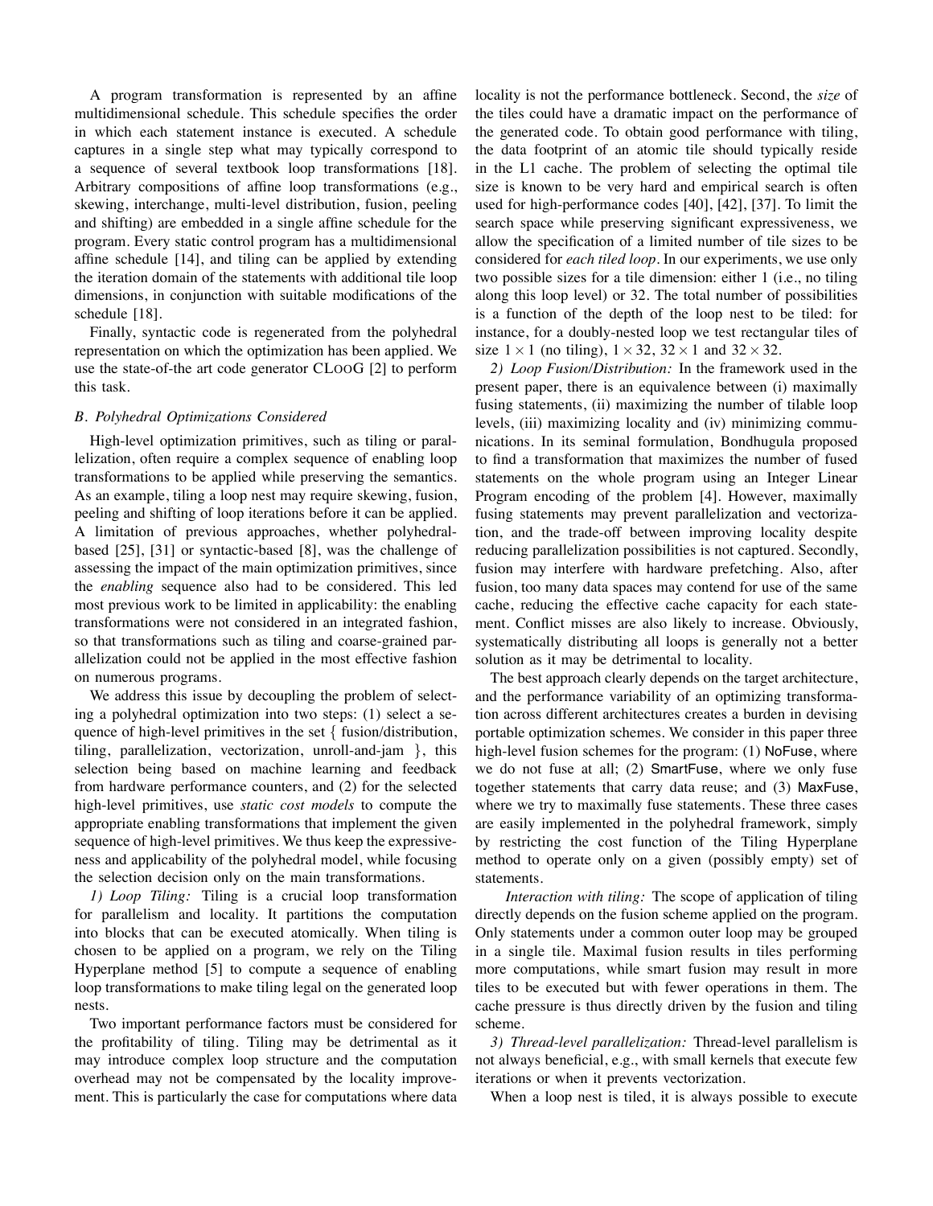A program transformation is represented by an affine multidimensional schedule. This schedule specifies the order in which each statement instance is executed. A schedule captures in a single step what may typically correspond to a sequence of several textbook loop transformations [18]. Arbitrary compositions of affine loop transformations (e.g., skewing, interchange, multi-level distribution, fusion, peeling and shifting) are embedded in a single affine schedule for the program. Every static control program has a multidimensional affine schedule [14], and tiling can be applied by extending the iteration domain of the statements with additional tile loop dimensions, in conjunction with suitable modifications of the schedule [18].

Finally, syntactic code is regenerated from the polyhedral representation on which the optimization has been applied. We use the state-of-the art code generator CLooG [2] to perform this task.

### *B. Polyhedral Optimizations Considered*

High-level optimization primitives, such as tiling or parallelization, often require a complex sequence of enabling loop transformations to be applied while preserving the semantics. As an example, tiling a loop nest may require skewing, fusion, peeling and shifting of loop iterations before it can be applied. A limitation of previous approaches, whether polyhedral-based [25], [31] or syntactic-based [8], was the challenge of assessing the impact of the main optimization primitives, since the *enabling* sequence also had to be considered. This led most previous work to be limited in applicability: the enabling transformations were not considered in an integrated fashion, so that transformations such as tiling and coarse-grained parallelization could not be applied in the most effective fashion on numerous programs.

We address this issue by decoupling the problem of selecting a polyhedral optimization into two steps: (1) select a sequence of high-level primitives in the set { fusion/distribution, tiling, parallelization, vectorization, unroll-and-jam }, this selection being based on machine learning and feedback from hardware performance counters, and (2) for the selected high-level primitives, use *static cost models* to compute the appropriate enabling transformations that implement the given sequence of high-level primitives. We thus keep the expressiveness and applicability of the polyhedral model, while focusing the selection decision only on the main transformations.

*1) Loop Tiling:* Tiling is a crucial loop transformation for parallelism and locality. It partitions the computation into blocks that can be executed atomically. When tiling is chosen to be applied on a program, we rely on the Tiling Hyperplane method [5] to compute a sequence of enabling loop transformations to make tiling legal on the generated loop nests.

Two important performance factors must be considered for the profitability of tiling. Tiling may be detrimental as it may introduce complex loop structure and the computation overhead may not be compensated by the locality improvement. This is particularly the case for computations where data locality is not the performance bottleneck. Second, the *size* of the tiles could have a dramatic impact on the performance of the generated code. To obtain good performance with tiling, the data footprint of an atomic tile should typically reside in the L1 cache. The problem of selecting the optimal tile size is known to be very hard and empirical search is often used for high-performance codes [40], [42], [37]. To limit the search space while preserving significant expressiveness, we allow the specification of a limited number of tile sizes to be considered for *each tiled loop*. In our experiments, we use only two possible sizes for a tile dimension: either 1 (i.e., no tiling along this loop level) or 32. The total number of possibilities is a function of the depth of the loop nest to be tiled: for instance, for a doubly-nested loop we test rectangular tiles of size $1 \times 1$ (no tiling), $1 \times 32$, $32 \times 1$ and $32 \times 32$.

*2) Loop Fusion/Distribution:* In the framework used in the present paper, there is an equivalence between (i) maximally fusing statements, (ii) maximizing the number of tilable loop levels, (iii) maximizing locality and (iv) minimizing communications. In its seminal formulation, Bondhugula proposed to find a transformation that maximizes the number of fused statements on the whole program using an Integer Linear Program encoding of the problem [4]. However, maximally fusing statements may prevent parallelization and vectorization, and the trade-off between improving locality despite reducing parallelization possibilities is not captured. Secondly, fusion may interfere with hardware prefetching. Also, after fusion, too many data spaces may contend for use of the same cache, reducing the effective cache capacity for each statement. Conflict misses are also likely to increase. Obviously, systematically distributing all loops is generally not a better solution as it may be detrimental to locality.

The best approach clearly depends on the target architecture, and the performance variability of an optimizing transformation across different architectures creates a burden in devising portable optimization schemes. We consider in this paper three high-level fusion schemes for the program: (1) NoFuse, where we do not fuse at all; (2) SmartFuse, where we only fuse together statements that carry data reuse; and (3) MaxFuse, where we try to maximally fuse statements. These three cases are easily implemented in the polyhedral framework, simply by restricting the cost function of the Tiling Hyperplane method to operate only on a given (possibly empty) set of statements.

*Interaction with tiling:* The scope of application of tiling directly depends on the fusion scheme applied on the program. Only statements under a common outer loop may be grouped in a single tile. Maximal fusion results in tiles performing more computations, while smart fusion may result in more tiles to be executed but with fewer operations in them. The cache pressure is thus directly driven by the fusion and tiling scheme.

*3) Thread-level parallelization:* Thread-level parallelism is not always beneficial, e.g., with small kernels that execute few iterations or when it prevents vectorization.

When a loop nest is tiled, it is always possible to execute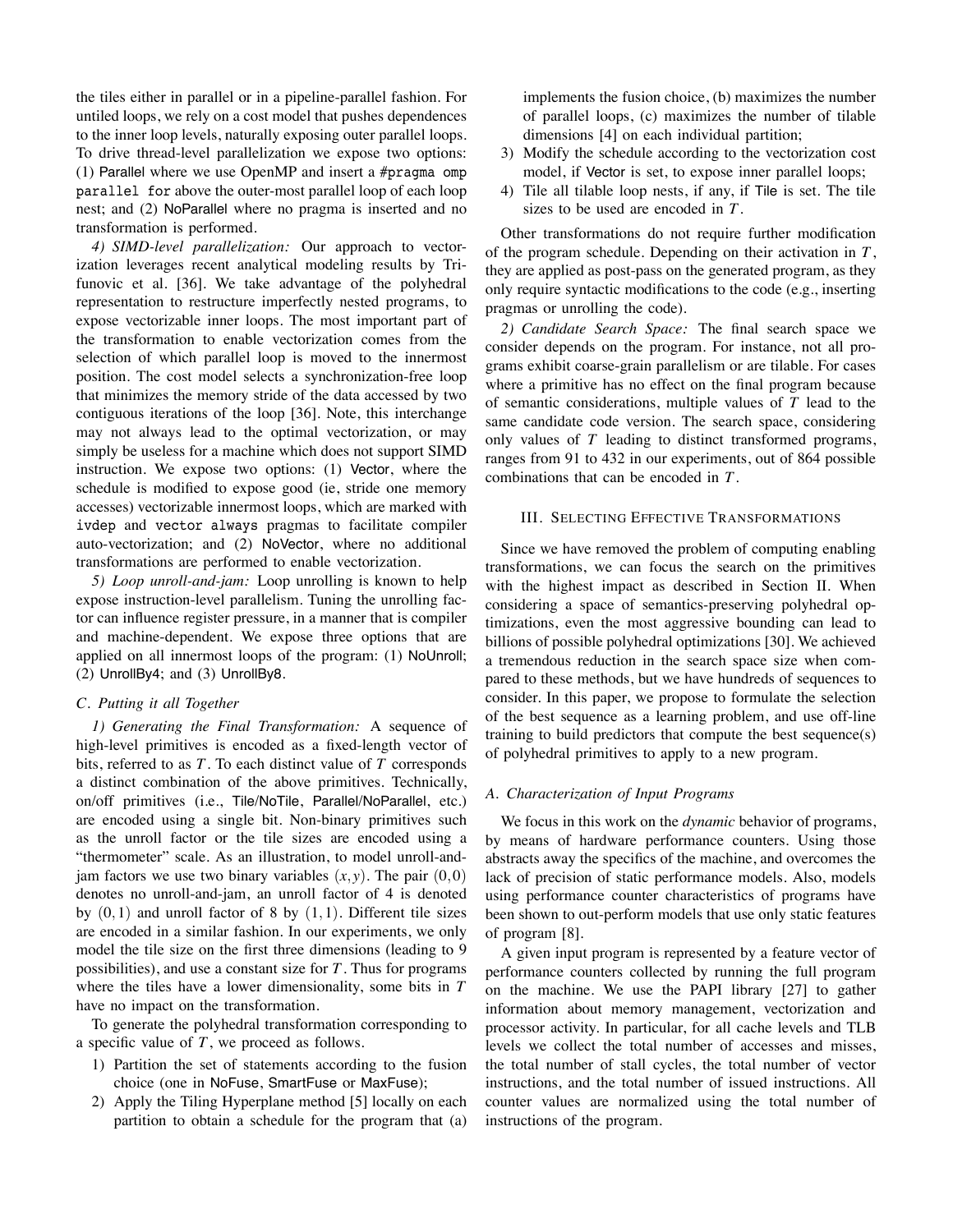the tiles either in parallel or in a pipeline-parallel fashion. For untiled loops, we rely on a cost model that pushes dependences to the inner loop levels, naturally exposing outer parallel loops. To drive thread-level parallelization we expose two options: (1) Parallel where we use OpenMP and insert a `#pragma omp parallel for` above the outer-most parallel loop of each loop nest; and (2) NoParallel where no pragma is inserted and no transformation is performed.

*4) SIMD-level parallelization:* Our approach to vectorization leverages recent analytical modeling results by Trifunovic et al. [36]. We take advantage of the polyhedral representation to restructure imperfectly nested programs, to expose vectorizable inner loops. The most important part of the transformation to enable vectorization comes from the selection of which parallel loop is moved to the innermost position. The cost model selects a synchronization-free loop that minimizes the memory stride of the data accessed by two contiguous iterations of the loop [36]. Note, this interchange may not always lead to the optimal vectorization, or may simply be useless for a machine which does not support SIMD instruction. We expose two options: (1) Vector, where the schedule is modified to expose good (ie, stride one memory accesses) vectorizable innermost loops, which are marked with `ivdep` and `vector always` pragmas to facilitate compiler auto-vectorization; and (2) NoVector, where no additional transformations are performed to enable vectorization.

*5) Loop unroll-and-jam:* Loop unrolling is known to help expose instruction-level parallelism. Tuning the unrolling factor can influence register pressure, in a manner that is compiler and machine-dependent. We expose three options that are applied on all innermost loops of the program: (1) NoUnroll; (2) UnrollBy4; and (3) UnrollBy8.

### C. Putting it all Together

*1) Generating the Final Transformation:* A sequence of high-level primitives is encoded as a fixed-length vector of bits, referred to as $T$. To each distinct value of $T$ corresponds a distinct combination of the above primitives. Technically, on/off primitives (i.e., Tile/NoTile, Parallel/NoParallel, etc.) are encoded using a single bit. Non-binary primitives such as the unroll factor or the tile sizes are encoded using a "thermometer" scale. As an illustration, to model unroll-and-jam factors we use two binary variables $(x,y)$. The pair $(0,0)$ denotes no unroll-and-jam, an unroll factor of 4 is denoted by $(0,1)$ and unroll factor of 8 by $(1,1)$. Different tile sizes are encoded in a similar fashion. In our experiments, we only model the tile size on the first three dimensions (leading to 9 possibilities), and use a constant size for $T$. Thus for programs where the tiles have a lower dimensionality, some bits in $T$ have no impact on the transformation.

To generate the polyhedral transformation corresponding to a specific value of $T$, we proceed as follows.

1) Partition the set of statements according to the fusion choice (one in NoFuse, SmartFuse or MaxFuse);
2) Apply the Tiling Hyperplane method [5] locally on each partition to obtain a schedule for the program that (a) implements the fusion choice, (b) maximizes the number of parallel loops, (c) maximizes the number of tilable dimensions [4] on each individual partition;
3) Modify the schedule according to the vectorization cost model, if Vector is set, to expose inner parallel loops;
4) Tile all tilable loop nests, if any, if Tile is set. The tile sizes to be used are encoded in $T$.

Other transformations do not require further modification of the program schedule. Depending on their activation in $T$, they are applied as post-pass on the generated program, as they only require syntactic modifications to the code (e.g., inserting pragmas or unrolling the code).

*2) Candidate Search Space:* The final search space we consider depends on the program. For instance, not all programs exhibit coarse-grain parallelism or are tilable. For cases where a primitive has no effect on the final program because of semantic considerations, multiple values of $T$ lead to the same candidate code version. The search space, considering only values of $T$ leading to distinct transformed programs, ranges from 91 to 432 in our experiments, out of 864 possible combinations that can be encoded in $T$.

## III. Selecting Effective Transformations

Since we have removed the problem of computing enabling transformations, we can focus the search on the primitives with the highest impact as described in Section II. When considering a space of semantics-preserving polyhedral optimizations, even the most aggressive bounding can lead to billions of possible polyhedral optimizations [30]. We achieved a tremendous reduction in the search space size when compared to these methods, but we have hundreds of sequences to consider. In this paper, we propose to formulate the selection of the best sequence as a learning problem, and use off-line training to build predictors that compute the best sequence(s) of polyhedral primitives to apply to a new program.

### A. Characterization of Input Programs

We focus in this work on the *dynamic* behavior of programs, by means of hardware performance counters. Using those abstracts away the specifics of the machine, and overcomes the lack of precision of static performance models. Also, models using performance counter characteristics of programs have been shown to out-perform models that use only static features of program [8].

A given input program is represented by a feature vector of performance counters collected by running the full program on the machine. We use the PAPI library [27] to gather information about memory management, vectorization and processor activity. In particular, for all cache levels and TLB levels we collect the total number of accesses and misses, the total number of stall cycles, the total number of vector instructions, and the total number of issued instructions. All counter values are normalized using the total number of instructions of the program.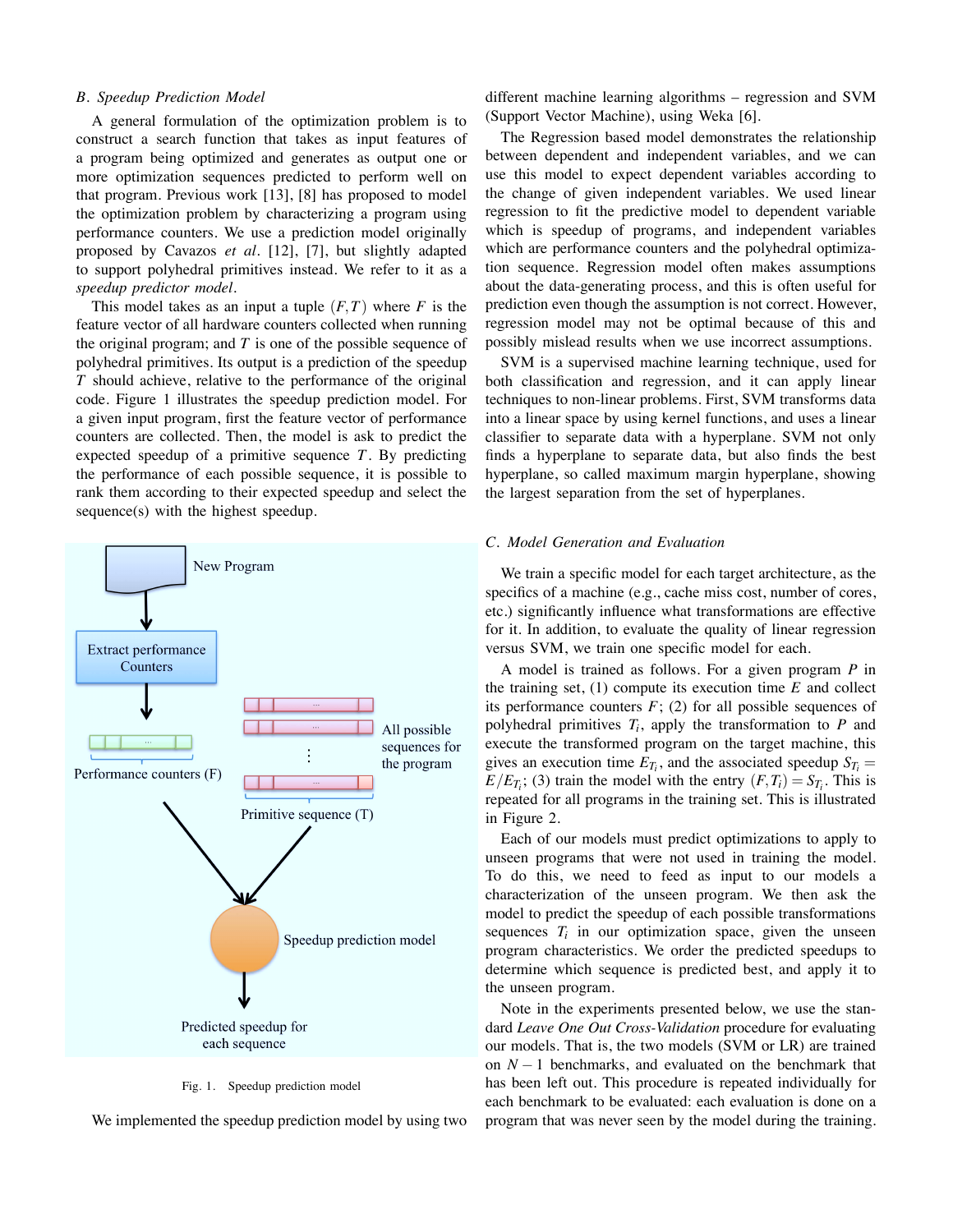### B. Speedup Prediction Model

A general formulation of the optimization problem is to construct a search function that takes as input features of a program being optimized and generates as output one or more optimization sequences predicted to perform well on that program. Previous work [13], [8] has proposed to model the optimization problem by characterizing a program using performance counters. We use a prediction model originally proposed by Cavazos *et al*. [12], [7], but slightly adapted to support polyhedral primitives instead. We refer to it as a *speedup predictor model*.

This model takes as an input a tuple $(F,T)$ where $F$ is the feature vector of all hardware counters collected when running the original program; and $T$ is one of the possible sequence of polyhedral primitives. Its output is a prediction of the speedup $T$ should achieve, relative to the performance of the original code. Figure 1 illustrates the speedup prediction model. For a given input program, first the feature vector of performance counters are collected. Then, the model is ask to predict the expected speedup of a primitive sequence $T$. By predicting the performance of each possible sequence, it is possible to rank them according to their expected speedup and select the sequence(s) with the highest speedup.

Fig. 1. Speedup prediction model

We implemented the speedup prediction model by using two different machine learning algorithms – regression and SVM (Support Vector Machine), using Weka [6].

The Regression based model demonstrates the relationship between dependent and independent variables, and we can use this model to expect dependent variables according to the change of given independent variables. We used linear regression to fit the predictive model to dependent variable which is speedup of programs, and independent variables which are performance counters and the polyhedral optimization sequence. Regression model often makes assumptions about the data-generating process, and this is often useful for prediction even though the assumption is not correct. However, regression model may not be optimal because of this and possibly mislead results when we use incorrect assumptions.

SVM is a supervised machine learning technique, used for both classification and regression, and it can apply linear techniques to non-linear problems. First, SVM transforms data into a linear space by using kernel functions, and uses a linear classifier to separate data with a hyperplane. SVM not only finds a hyperplane to separate data, but also finds the best hyperplane, so called maximum margin hyperplane, showing the largest separation from the set of hyperplanes.

### C. Model Generation and Evaluation

We train a specific model for each target architecture, as the specifics of a machine (e.g., cache miss cost, number of cores, etc.) significantly influence what transformations are effective for it. In addition, to evaluate the quality of linear regression versus SVM, we train one specific model for each.

A model is trained as follows. For a given program $P$ in the training set, (1) compute its execution time $E$ and collect its performance counters $F$; (2) for all possible sequences of polyhedral primitives $T_i$, apply the transformation to $P$ and execute the transformed program on the target machine, this gives an execution time $E_{T_i}$, and the associated speedup $S_{T_i} = E/E_{T_i}$; (3) train the model with the entry $(F,T_i) = S_{T_i}$. This is repeated for all programs in the training set. This is illustrated in Figure 2.

Each of our models must predict optimizations to apply to unseen programs that were not used in training the model. To do this, we need to feed as input to our models a characterization of the unseen program. We then ask the model to predict the speedup of each possible transformations sequences $T_i$ in our optimization space, given the unseen program characteristics. We order the predicted speedups to determine which sequence is predicted best, and apply it to the unseen program.

Note in the experiments presented below, we use the standard *Leave One Out Cross-Validation* procedure for evaluating our models. That is, the two models (SVM or LR) are trained on $N-1$ benchmarks, and evaluated on the benchmark that has been left out. This procedure is repeated individually for each benchmark to be evaluated: each evaluation is done on a program that was never seen by the model during the training.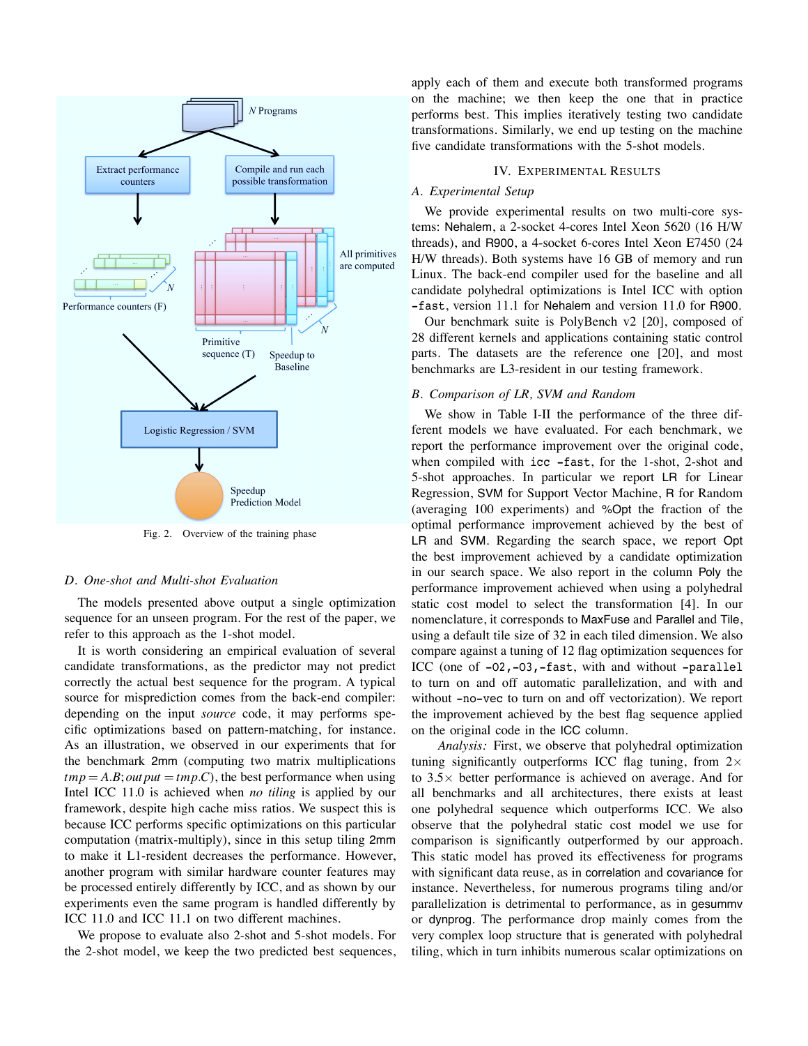Fig. 2. Overview of the training phase

### D. One-shot and Multi-shot Evaluation

The models presented above output a single optimization sequence for an unseen program. For the rest of the paper, we refer to this approach as the 1-shot model.

It is worth considering an empirical evaluation of several candidate transformations, as the predictor may not predict correctly the actual best sequence for the program. A typical source for misprediction comes from the back-end compiler: depending on the input *source* code, it may performs specific optimizations based on pattern-matching, for instance. As an illustration, we observed in our experiments that for the benchmark 2mm (computing two matrix multiplications $tmp = A.B; output = tmp.C$), the best performance when using Intel ICC 11.0 is achieved when *no tiling* is applied by our framework, despite high cache miss ratios. We suspect this is because ICC performs specific optimizations on this particular computation (matrix-multiply), since in this setup tiling 2mm to make it L1-resident decreases the performance. However, another program with similar hardware counter features may be processed entirely differently by ICC, and as shown by our experiments even the same program is handled differently by ICC 11.0 and ICC 11.1 on two different machines.

We propose to evaluate also 2-shot and 5-shot models. For the 2-shot model, we keep the two predicted best sequences, apply each of them and execute both transformed programs on the machine; we then keep the one that in practice performs best. This implies iteratively testing two candidate transformations. Similarly, we end up testing on the machine five candidate transformations with the 5-shot models.

## IV. Experimental Results

### A. Experimental Setup

We provide experimental results on two multi-core systems: Nehalem, a 2-socket 4-cores Intel Xeon 5620 (16 H/W threads), and R900, a 4-socket 6-cores Intel Xeon E7450 (24 H/W threads). Both systems have 16 GB of memory and run Linux. The back-end compiler used for the baseline and all candidate polyhedral optimizations is Intel ICC with option `-fast`, version 11.1 for Nehalem and version 11.0 for R900.

Our benchmark suite is PolyBench v2 [20], composed of 28 different kernels and applications containing static control parts. The datasets are the reference one [20], and most benchmarks are L3-resident in our testing framework.

### B. Comparison of LR, SVM and Random

We show in Table I-II the performance of the three different models we have evaluated. For each benchmark, we report the performance improvement over the original code, when compiled with `icc -fast`, for the 1-shot, 2-shot and 5-shot approaches. In particular we report LR for Linear Regression, SVM for Support Vector Machine, R for Random (averaging 100 experiments) and %Opt the fraction of the optimal performance improvement achieved by the best of LR and SVM. Regarding the search space, we report Opt the best improvement achieved by a candidate optimization in our search space. We also report in the column Poly the performance improvement achieved when using a polyhedral static cost model to select the transformation [4]. In our nomenclature, it corresponds to MaxFuse and Parallel and Tile, using a default tile size of 32 in each tiled dimension. We also compare against a tuning of 12 flag optimization sequences for ICC (one of `-O2`,`-O3`,`-fast`, with and without `-parallel` to turn on and off automatic parallelization, and with and without `-no-vec` to turn on and off vectorization). We report the improvement achieved by the best flag sequence applied on the original code in the ICC column.

*Analysis:* First, we observe that polyhedral optimization tuning significantly outperforms ICC flag tuning, from $2\times$ to $3.5\times$ better performance is achieved on average. And for all benchmarks and all architectures, there exists at least one polyhedral sequence which outperforms ICC. We also observe that the polyhedral static cost model we use for comparison is significantly outperformed by our approach. This static model has proved its effectiveness for programs with significant data reuse, as in correlation and covariance for instance. Nevertheless, for numerous programs tiling and/or parallelization is detrimental to performance, as in gesummv or dynprog. The performance drop mainly comes from the very complex loop structure that is generated with polyhedral tiling, which in turn inhibits numerous scalar optimizations on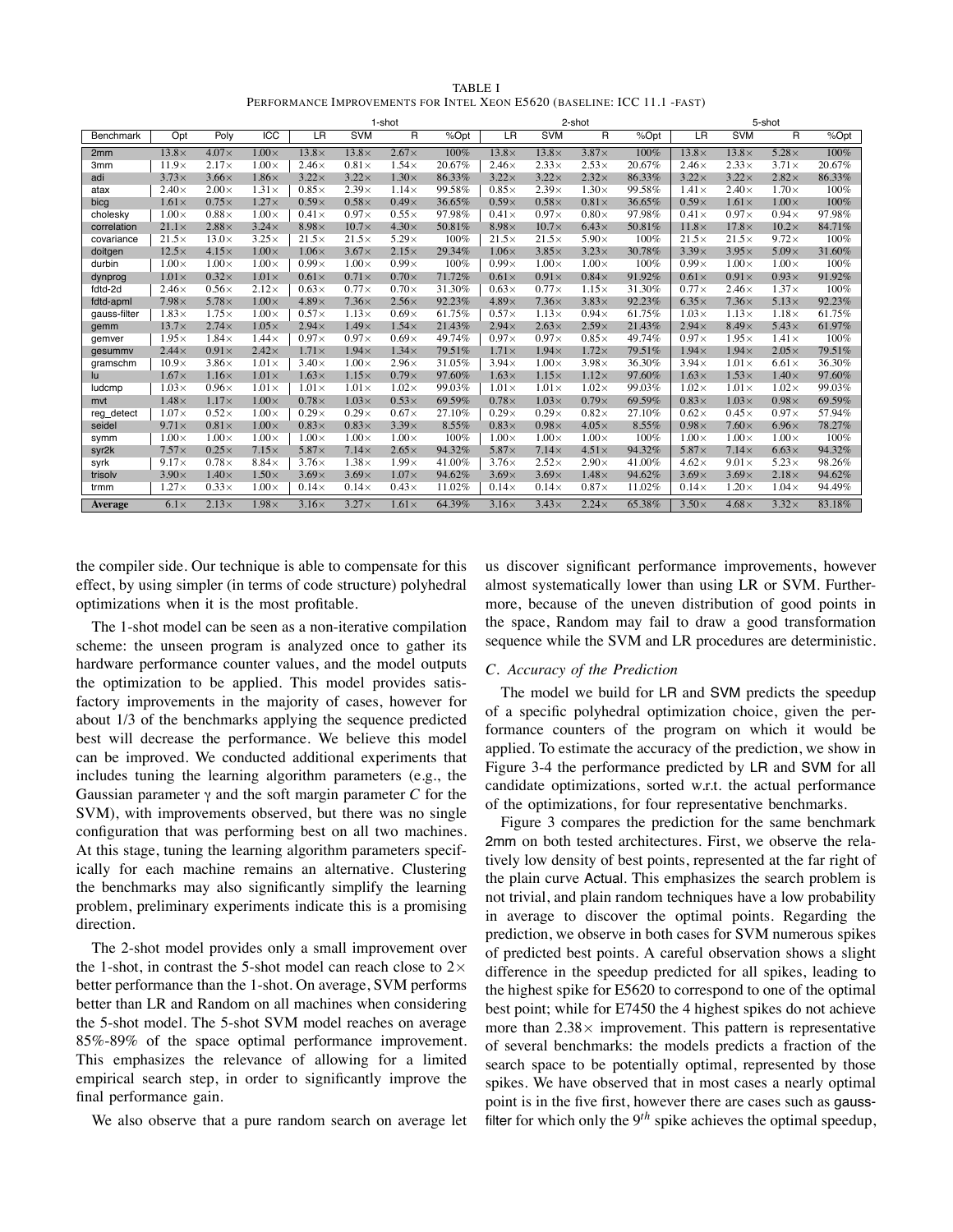TABLE I
PERFORMANCE IMPROVEMENTS FOR INTEL XEON E5620 (BASELINE: ICC 11.1 -FAST)

| | | | | 1-shot | | | | 2-shot | | | | 5-shot | | | |
|---|---|---|---|---|---|---|---|---|---|---|---|---|---|---|---|
| Benchmark | Opt | Poly | ICC | LR | SVM | R | %Opt | LR | SVM | R | %Opt | LR | SVM | R | %Opt |
| 2mm | 13.8× | 4.07× | 1.00× | 13.8× | 13.8× | 2.67× | 100% | 13.8× | 13.8× | 3.87× | 100% | 13.8× | 13.8× | 5.28× | 100% |
| 3mm | 11.9× | 2.17× | 1.00× | 2.46× | 0.81× | 1.54× | 20.67% | 2.46× | 2.33× | 2.53× | 20.67% | 2.46× | 2.33× | 3.71× | 20.67% |
| adi | 3.73× | 3.66× | 1.86× | 3.22× | 3.22× | 1.30× | 86.33% | 3.22× | 3.22× | 2.32× | 86.33% | 3.22× | 3.22× | 2.82× | 86.33% |
| atax | 2.40× | 2.00× | 1.31× | 0.85× | 2.39× | 1.14× | 99.58% | 0.85× | 2.39× | 1.30× | 99.58% | 1.41× | 2.40× | 1.70× | 100% |
| bicg | 1.61× | 0.75× | 1.27× | 0.59× | 0.58× | 0.49× | 36.65% | 0.59× | 0.58× | 0.81× | 36.65% | 0.59× | 1.61× | 1.00× | 100% |
| cholesky | 1.00× | 0.88× | 1.00× | 0.41× | 0.97× | 0.55× | 97.98% | 0.41× | 0.97× | 0.80× | 97.98% | 0.41× | 0.97× | 0.94× | 97.98% |
| correlation | 21.1× | 2.88× | 3.24× | 8.98× | 10.7× | 4.30× | 50.81% | 8.98× | 10.7× | 6.43× | 50.81% | 11.8× | 17.8× | 10.2× | 84.71% |
| covariance | 21.5× | 13.0× | 3.25× | 21.5× | 21.5× | 5.29× | 100% | 21.5× | 21.5× | 5.90× | 100% | 21.5× | 21.5× | 9.72× | 100% |
| doitgen | 12.5× | 4.15× | 1.00× | 1.06× | 3.67× | 2.15× | 29.34% | 1.06× | 3.85× | 3.23× | 30.78% | 3.39× | 3.95× | 5.09× | 31.60% |
| durbin | 1.00× | 1.00× | 1.00× | 0.99× | 1.00× | 0.99× | 100% | 0.99× | 1.00× | 1.00× | 100% | 0.99× | 1.00× | 1.00× | 100% |
| dynprog | 1.01× | 0.32× | 1.01× | 0.61× | 0.71× | 0.70× | 71.72% | 0.61× | 0.91× | 0.84× | 91.92% | 0.61× | 0.91× | 0.93× | 91.92% |
| fdtd-2d | 2.46× | 0.56× | 2.12× | 0.63× | 0.77× | 0.70× | 31.30% | 0.63× | 0.77× | 1.15× | 31.30% | 0.77× | 2.46× | 1.37× | 100% |
| fdtd-apml | 7.98× | 5.78× | 1.00× | 4.89× | 7.36× | 2.56× | 92.23% | 4.89× | 7.36× | 3.83× | 92.23% | 6.35× | 7.36× | 5.13× | 92.23% |
| gauss-filter | 1.83× | 1.75× | 1.00× | 0.57× | 1.13× | 0.69× | 61.75% | 0.57× | 1.13× | 0.94× | 61.75% | 1.03× | 1.13× | 1.18× | 61.75% |
| gemm | 13.7× | 2.74× | 1.05× | 2.94× | 1.49× | 1.54× | 21.43% | 2.94× | 2.63× | 2.59× | 21.43% | 2.94× | 8.49× | 5.43× | 61.97% |
| gemver | 1.95× | 1.84× | 1.44× | 0.97× | 0.97× | 0.69× | 49.74% | 0.97× | 0.97× | 0.85× | 49.74% | 0.97× | 1.95× | 1.41× | 100% |
| gesummv | 2.44× | 0.91× | 2.42× | 1.71× | 1.94× | 1.34× | 79.51% | 1.71× | 1.94× | 1.72× | 79.51% | 1.94× | 1.94× | 2.05× | 79.51% |
| gramschm | 10.9× | 3.86× | 1.01× | 3.40× | 1.00× | 2.96× | 31.05% | 3.94× | 1.00× | 3.98× | 36.30% | 3.94× | 1.01× | 6.61× | 36.30% |
| lu | 1.67× | 1.16× | 1.01× | 1.63× | 1.15× | 0.79× | 97.60% | 1.63× | 1.15× | 1.12× | 97.60% | 1.63× | 1.53× | 1.40× | 97.60% |
| ludcmp | 1.03× | 0.96× | 1.01× | 1.01× | 1.01× | 1.02× | 99.03% | 1.01× | 1.01× | 1.02× | 99.03% | 1.02× | 1.01× | 1.02× | 99.03% |
| mvt | 1.48× | 1.17× | 1.00× | 0.78× | 1.03× | 0.53× | 69.59% | 0.78× | 1.03× | 0.79× | 69.59% | 0.83× | 1.03× | 0.98× | 69.59% |
| reg_detect | 1.07× | 0.52× | 1.00× | 0.29× | 0.29× | 0.67× | 27.10% | 0.29× | 0.29× | 0.82× | 27.10% | 0.62× | 0.45× | 0.97× | 57.94% |
| seidel | 9.71× | 0.81× | 1.00× | 0.83× | 0.83× | 3.39× | 8.55% | 0.83× | 0.98× | 4.05× | 8.55% | 0.98× | 7.60× | 6.96× | 78.27% |
| symm | 1.00× | 1.00× | 1.00× | 1.00× | 1.00× | 1.00× | 100% | 1.00× | 1.00× | 1.00× | 100% | 1.00× | 1.00× | 1.00× | 100% |
| syr2k | 7.57× | 0.25× | 7.15× | 5.87× | 7.14× | 2.65× | 94.32% | 5.87× | 7.14× | 4.51× | 94.32% | 5.87× | 7.14× | 6.63× | 94.32% |
| syrk | 9.17× | 0.78× | 8.84× | 3.76× | 1.38× | 1.99× | 41.00% | 3.76× | 2.52× | 2.90× | 41.00% | 4.62× | 9.01× | 5.23× | 98.26% |
| trisolv | 3.90× | 1.40× | 1.50× | 3.69× | 3.69× | 1.07× | 94.62% | 3.69× | 3.69× | 1.48× | 94.62% | 3.69× | 3.69× | 2.18× | 94.62% |
| trmm | 1.27× | 0.33× | 1.00× | 0.14× | 0.14× | 0.43× | 11.02% | 0.14× | 0.14× | 0.87× | 11.02% | 0.14× | 1.20× | 1.04× | 94.49% |
| **Average** | 6.1× | 2.13× | 1.98× | 3.16× | 3.27× | 1.61× | 64.39% | 3.16× | 3.43× | 2.24× | 65.38% | 3.50× | 4.68× | 3.32× | 83.18% |

the compiler side. Our technique is able to compensate for this effect, by using simpler (in terms of code structure) polyhedral optimizations when it is the most profitable.

The 1-shot model can be seen as a non-iterative compilation scheme: the unseen program is analyzed once to gather its hardware performance counter values, and the model outputs the optimization to be applied. This model provides satisfactory improvements in the majority of cases, however for about 1/3 of the benchmarks applying the sequence predicted best will decrease the performance. We believe this model can be improved. We conducted additional experiments that includes tuning the learning algorithm parameters (e.g., the Gaussian parameter $\gamma$ and the soft margin parameter $C$ for the SVM), with improvements observed, but there was no single configuration that was performing best on all two machines. At this stage, tuning the learning algorithm parameters specifically for each machine remains an alternative. Clustering the benchmarks may also significantly simplify the learning problem, preliminary experiments indicate this is a promising direction.

The 2-shot model provides only a small improvement over the 1-shot, in contrast the 5-shot model can reach close to 2× better performance than the 1-shot. On average, SVM performs better than LR and Random on all machines when considering the 5-shot model. The 5-shot SVM model reaches on average 85%-89% of the space optimal performance improvement. This emphasizes the relevance of allowing for a limited empirical search step, in order to significantly improve the final performance gain.

We also observe that a pure random search on average let us discover significant performance improvements, however almost systematically lower than using LR or SVM. Furthermore, because of the uneven distribution of good points in the space, Random may fail to draw a good transformation sequence while the SVM and LR procedures are deterministic.

### C. Accuracy of the Prediction

The model we build for LR and SVM predicts the speedup of a specific polyhedral optimization choice, given the performance counters of the program on which it would be applied. To estimate the accuracy of the prediction, we show in Figure 3-4 the performance predicted by LR and SVM for all candidate optimizations, sorted w.r.t. the actual performance of the optimizations, for four representative benchmarks.

Figure 3 compares the prediction for the same benchmark 2mm on both tested architectures. First, we observe the relatively low density of best points, represented at the far right of the plain curve Actual. This emphasizes the search problem is not trivial, and plain random techniques have a low probability in average to discover the optimal points. Regarding the prediction, we observe in both cases for SVM numerous spikes of predicted best points. A careful observation shows a slight difference in the speedup predicted for all spikes, leading to the highest spike for E5620 to correspond to one of the optimal best point; while for E7450 the 4 highest spikes do not achieve more than 2.38× improvement. This pattern is representative of several benchmarks: the models predicts a fraction of the search space to be potentially optimal, represented by those spikes. We have observed that in most cases a nearly optimal point is in the five first, however there are cases such as gauss-filter for which only the $9^{th}$ spike achieves the optimal speedup,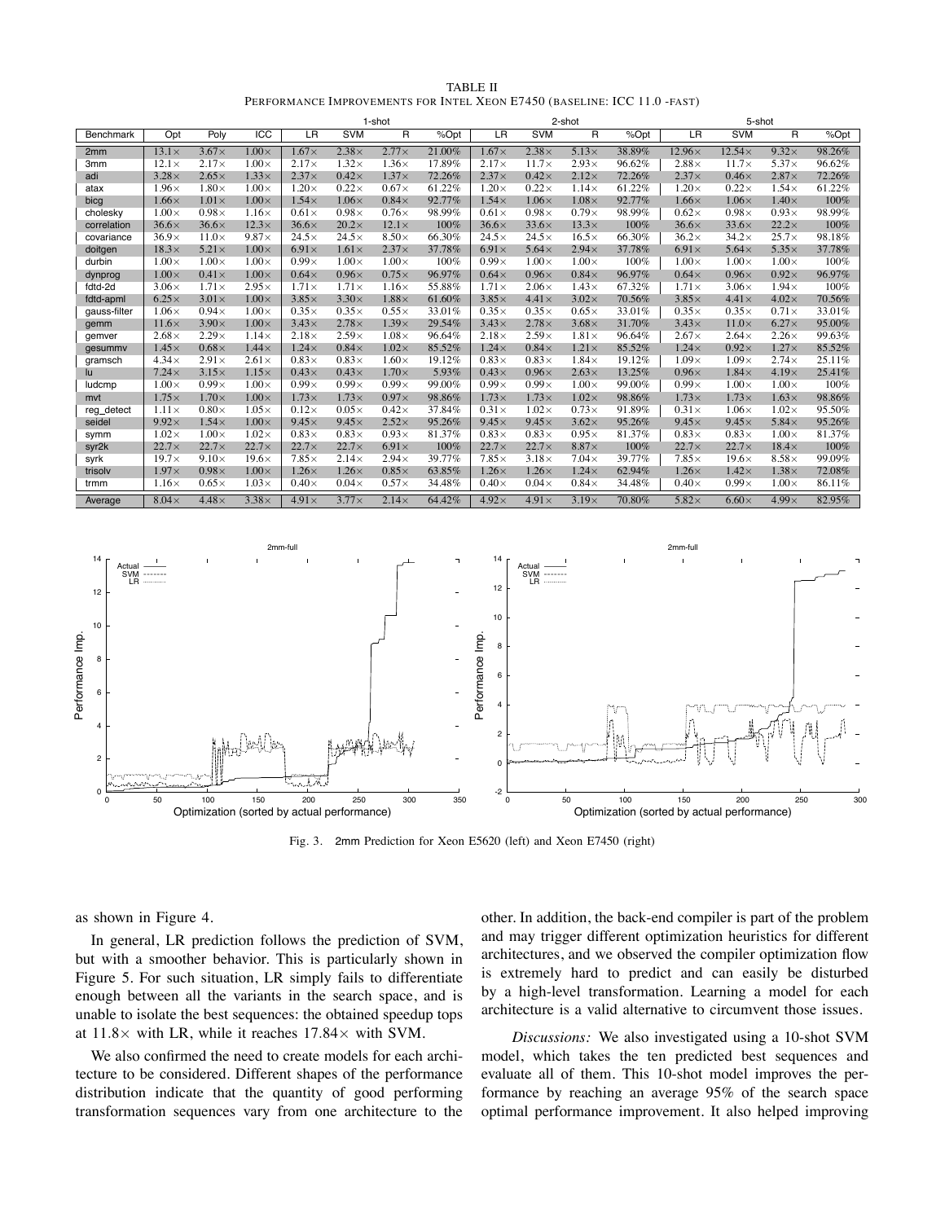TABLE II
PERFORMANCE IMPROVEMENTS FOR INTEL XEON E7450 (BASELINE: ICC 11.0 -FAST)

| | | | | 1-shot | | | | 2-shot | | | | 5-shot | | | |
|---|---|---|---|---|---|---|---|---|---|---|---|---|---|---|---|
| Benchmark | Opt | Poly | ICC | LR | SVM | R | %Opt | LR | SVM | R | %Opt | LR | SVM | R | %Opt |
| 2mm | 13.1× | 3.67× | 1.00× | 1.67× | 2.38× | 2.77× | 21.00% | 1.67× | 2.38× | 5.13× | 38.89% | 12.96× | 12.54× | 9.32× | 98.26% |
| 3mm | 12.1× | 2.17× | 1.00× | 2.17× | 1.32× | 1.36× | 17.89% | 2.17× | 11.7× | 2.93× | 96.62% | 2.88× | 11.7× | 5.37× | 96.62% |
| adi | 3.28× | 2.65× | 1.33× | 2.37× | 0.42× | 1.37× | 72.26% | 2.37× | 0.42× | 2.12× | 72.26% | 2.37× | 0.46× | 2.87× | 72.26% |
| atax | 1.96× | 1.80× | 1.00× | 1.20× | 0.22× | 0.67× | 61.22% | 1.20× | 0.22× | 1.14× | 61.22% | 1.20× | 0.22× | 1.54× | 61.22% |
| bicg | 1.66× | 1.01× | 1.00× | 1.54× | 1.06× | 0.84× | 92.77% | 1.54× | 1.06× | 1.08× | 92.77% | 1.66× | 1.06× | 1.40× | 100% |
| cholesky | 1.00× | 0.98× | 1.16× | 0.61× | 0.98× | 0.76× | 98.99% | 0.61× | 0.98× | 0.79× | 98.99% | 0.62× | 0.98× | 0.93× | 98.99% |
| correlation | 36.6× | 36.6× | 12.3× | 36.6× | 20.2× | 12.1× | 100% | 36.6× | 33.6× | 13.3× | 100% | 36.6× | 33.6× | 22.2× | 100% |
| covariance | 36.9× | 11.0× | 9.87× | 24.5× | 24.5× | 8.50× | 66.30% | 24.5× | 24.5× | 16.5× | 66.30% | 36.2× | 34.2× | 25.7× | 98.18% |
| doitgen | 18.3× | 5.21× | 1.00× | 6.91× | 1.61× | 2.37× | 37.78% | 6.91× | 5.64× | 2.94× | 37.78% | 6.91× | 5.64× | 5.35× | 37.78% |
| durbin | 1.00× | 1.00× | 1.00× | 0.99× | 1.00× | 1.00× | 100% | 0.99× | 1.00× | 1.00× | 100% | 1.00× | 1.00× | 1.00× | 100% |
| dynprog | 1.00× | 0.41× | 1.00× | 0.64× | 0.96× | 0.75× | 96.97% | 0.64× | 0.96× | 0.84× | 96.97% | 0.64× | 0.96× | 0.92× | 96.97% |
| fdtd-2d | 3.06× | 1.71× | 2.95× | 1.71× | 1.71× | 1.16× | 55.88% | 1.71× | 2.06× | 1.43× | 67.32% | 1.71× | 3.06× | 1.94× | 100% |
| fdtd-apml | 6.25× | 3.01× | 1.00× | 3.85× | 3.30× | 1.88× | 61.60% | 3.85× | 4.41× | 3.02× | 70.56% | 3.85× | 4.41× | 4.02× | 70.56% |
| gauss-filter | 1.06× | 0.94× | 1.00× | 0.35× | 0.35× | 0.55× | 33.01% | 0.35× | 0.35× | 0.65× | 33.01% | 0.35× | 0.35× | 0.71× | 33.01% |
| gemm | 11.6× | 3.90× | 1.00× | 3.43× | 2.78× | 1.39× | 29.54% | 3.43× | 2.78× | 3.68× | 31.70% | 3.43× | 11.0× | 6.27× | 95.00% |
| gemver | 2.68× | 2.29× | 1.14× | 2.18× | 2.59× | 1.08× | 96.64% | 2.18× | 2.59× | 1.81× | 96.64% | 2.67× | 2.64× | 2.26× | 99.63% |
| gesummv | 1.45× | 0.68× | 1.44× | 1.24× | 0.84× | 1.02× | 85.52% | 1.24× | 0.84× | 1.21× | 85.52% | 1.24× | 0.92× | 1.27× | 85.52% |
| gramsch | 4.34× | 2.91× | 2.61× | 0.83× | 0.83× | 1.60× | 19.12% | 0.83× | 0.83× | 1.84× | 19.12% | 1.09× | 1.09× | 2.74× | 25.11% |
| lu | 7.24× | 3.15× | 1.15× | 0.43× | 0.43× | 1.70× | 5.93% | 0.43× | 0.96× | 2.63× | 13.25% | 0.96× | 1.84× | 4.19× | 25.41% |
| ludcmp | 1.00× | 0.99× | 1.00× | 0.99× | 0.99× | 0.99× | 99.00% | 0.99× | 0.99× | 1.00× | 99.00% | 0.99× | 1.00× | 1.00× | 100% |
| mvt | 1.75× | 1.70× | 1.00× | 1.73× | 1.73× | 0.97× | 98.86% | 1.73× | 1.73× | 1.02× | 98.86% | 1.73× | 1.73× | 1.63× | 98.86% |
| reg_detect | 1.11× | 0.80× | 1.05× | 0.12× | 0.05× | 0.42× | 37.84% | 0.31× | 1.02× | 0.73× | 91.89% | 0.31× | 1.06× | 1.02× | 95.50% |
| seidel | 9.92× | 1.54× | 1.00× | 9.45× | 9.45× | 2.52× | 95.26% | 9.45× | 9.45× | 3.62× | 95.26% | 9.45× | 9.45× | 5.84× | 95.26% |
| symm | 1.02× | 1.00× | 1.02× | 0.83× | 0.83× | 0.93× | 81.37% | 0.83× | 0.83× | 0.95× | 81.37% | 0.83× | 0.83× | 1.00× | 81.37% |
| syr2k | 22.7× | 22.7× | 22.7× | 22.7× | 22.7× | 6.91× | 100% | 22.7× | 22.7× | 8.87× | 100% | 22.7× | 22.7× | 18.4× | 100% |
| syrk | 19.7× | 9.10× | 19.6× | 7.85× | 2.14× | 2.94× | 39.77% | 7.85× | 3.18× | 7.04× | 39.77% | 7.85× | 19.6× | 8.58× | 99.09% |
| trisolv | 1.97× | 0.98× | 1.00× | 1.26× | 1.26× | 0.85× | 63.85% | 1.26× | 1.26× | 1.24× | 62.94% | 1.26× | 1.42× | 1.38× | 72.08% |
| trmm | 1.16× | 0.65× | 1.03× | 0.40× | 0.04× | 0.57× | 34.48% | 0.40× | 0.04× | 0.84× | 34.48% | 0.40× | 0.99× | 1.00× | 86.11% |
| Average | 8.04× | 4.48× | 3.38× | 4.91× | 3.77× | 2.14× | 64.42% | 4.92× | 4.91× | 3.19× | 70.80% | 5.82× | 6.60× | 4.99× | 82.95% |

Fig. 3. 2mm Prediction for Xeon E5620 (left) and Xeon E7450 (right)

as shown in Figure 4.

In general, LR prediction follows the prediction of SVM, but with a smoother behavior. This is particularly shown in Figure 5. For such situation, LR simply fails to differentiate enough between all the variants in the search space, and is unable to isolate the best sequences: the obtained speedup tops at 11.8× with LR, while it reaches 17.84× with SVM.

We also confirmed the need to create models for each architecture to be considered. Different shapes of the performance distribution indicate that the quantity of good performing transformation sequences vary from one architecture to the other. In addition, the back-end compiler is part of the problem and may trigger different optimization heuristics for different architectures, and we observed the compiler optimization flow is extremely hard to predict and can easily be disturbed by a high-level transformation. Learning a model for each architecture is a valid alternative to circumvent those issues.

*Discussions:* We also investigated using a 10-shot SVM model, which takes the ten predicted best sequences and evaluate all of them. This 10-shot model improves the performance by reaching an average 95% of the search space optimal performance improvement. It also helped improving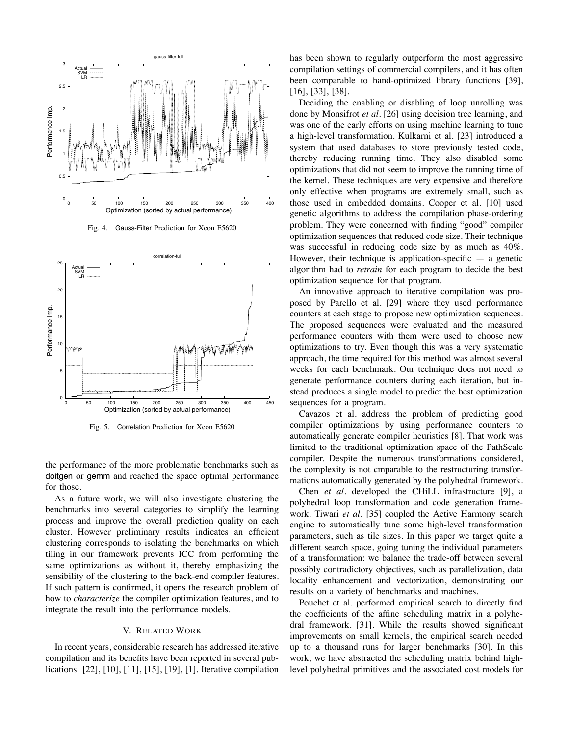Fig. 4. Gauss-Filter Prediction for Xeon E5620

Fig. 5. Correlation Prediction for Xeon E5620

the performance of the more problematic benchmarks such as doitgen or gemm and reached the space optimal performance for those.

As a future work, we will also investigate clustering the benchmarks into several categories to simplify the learning process and improve the overall prediction quality on each cluster. However preliminary results indicates an efficient clustering corresponds to isolating the benchmarks on which tiling in our framework prevents ICC from performing the same optimizations as without it, thereby emphasizing the sensibility of the clustering to the back-end compiler features. If such pattern is confirmed, it opens the research problem of how to *characterize* the compiler optimization features, and to integrate the result into the performance models.

## V. Related Work

In recent years, considerable research has addressed iterative compilation and its benefits have been reported in several publications [22], [10], [11], [15], [19], [1]. Iterative compilation has been shown to regularly outperform the most aggressive compilation settings of commercial compilers, and it has often been comparable to hand-optimized library functions [39], [16], [33], [38].

Deciding the enabling or disabling of loop unrolling was done by Monsifrot *et al*. [26] using decision tree learning, and was one of the early efforts on using machine learning to tune a high-level transformation. Kulkarni et al. [23] introduced a system that used databases to store previously tested code, thereby reducing running time. They also disabled some optimizations that did not seem to improve the running time of the kernel. These techniques are very expensive and therefore only effective when programs are extremely small, such as those used in embedded domains. Cooper et al. [10] used genetic algorithms to address the compilation phase-ordering problem. They were concerned with finding "good" compiler optimization sequences that reduced code size. Their technique was successful in reducing code size by as much as 40%. However, their technique is application-specific — a genetic algorithm had to *retrain* for each program to decide the best optimization sequence for that program.

An innovative approach to iterative compilation was proposed by Parello et al. [29] where they used performance counters at each stage to propose new optimization sequences. The proposed sequences were evaluated and the measured performance counters with them were used to choose new optimizations to try. Even though this was a very systematic approach, the time required for this method was almost several weeks for each benchmark. Our technique does not need to generate performance counters during each iteration, but instead produces a single model to predict the best optimization sequences for a program.

Cavazos et al. address the problem of predicting good compiler optimizations by using performance counters to automatically generate compiler heuristics [8]. That work was limited to the traditional optimization space of the PathScale compiler. Despite the numerous transformations considered, the complexity is not cmparable to the restructuring transformations automatically generated by the polyhedral framework.

Chen *et al*. developed the CHiLL infrastructure [9], a polyhedral loop transformation and code generation framework. Tiwari *et al*. [35] coupled the Active Harmony search engine to automatically tune some high-level transformation parameters, such as tile sizes. In this paper we target quite a different search space, going tuning the individual parameters of a transformation: we balance the trade-off between several possibly contradictory objectives, such as parallelization, data locality enhancement and vectorization, demonstrating our results on a variety of benchmarks and machines.

Pouchet et al. performed empirical search to directly find the coefficients of the affine scheduling matrix in a polyhedral framework. [31]. While the results showed significant improvements on small kernels, the empirical search needed up to a thousand runs for larger benchmarks [30]. In this work, we have abstracted the scheduling matrix behind high-level polyhedral primitives and the associated cost models for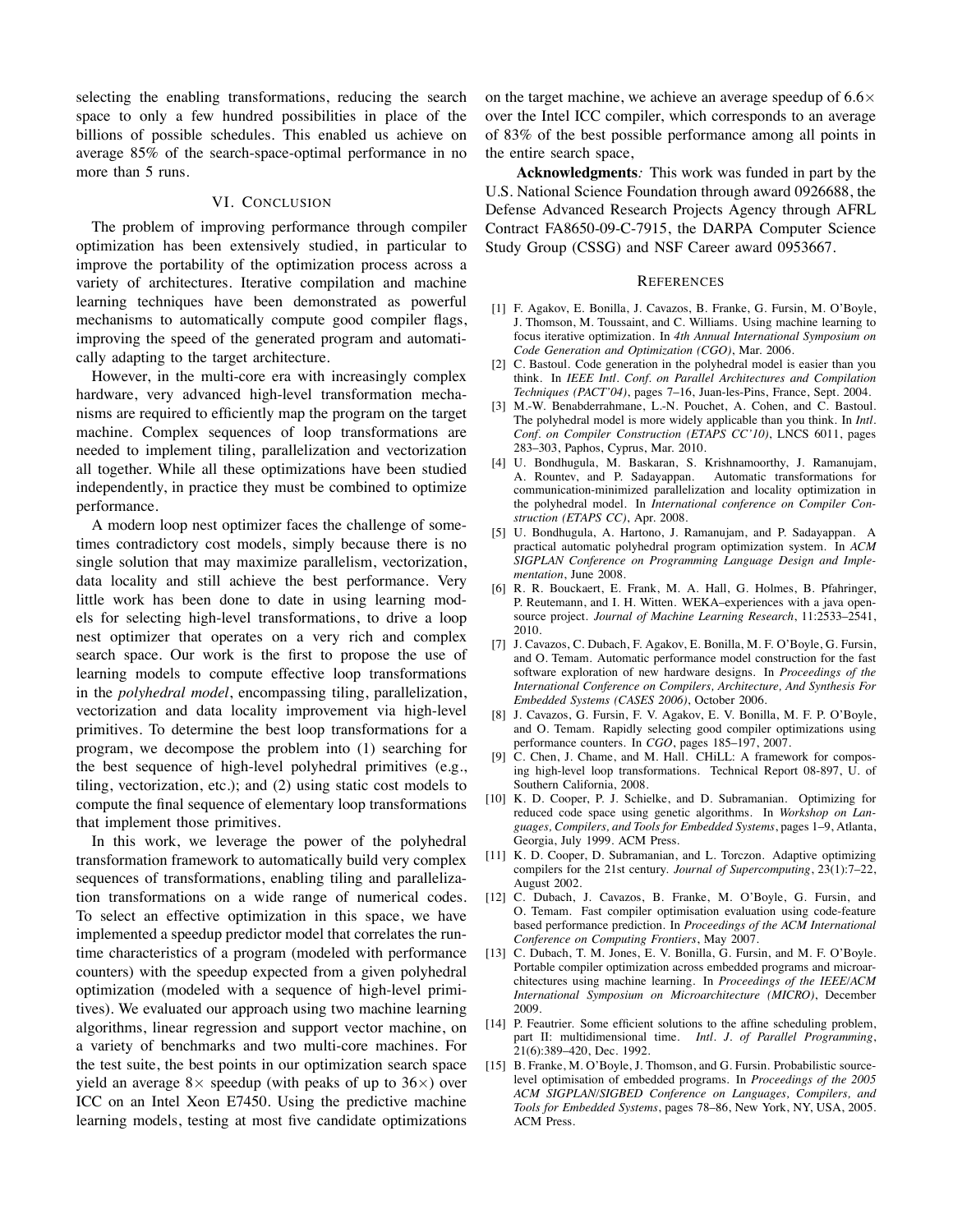selecting the enabling transformations, reducing the search space to only a few hundred possibilities in place of the billions of possible schedules. This enabled us achieve on average 85% of the search-space-optimal performance in no more than 5 runs.

## VI. Conclusion

The problem of improving performance through compiler optimization has been extensively studied, in particular to improve the portability of the optimization process across a variety of architectures. Iterative compilation and machine learning techniques have been demonstrated as powerful mechanisms to automatically compute good compiler flags, improving the speed of the generated program and automatically adapting to the target architecture.

However, in the multi-core era with increasingly complex hardware, very advanced high-level transformation mechanisms are required to efficiently map the program on the target machine. Complex sequences of loop transformations are needed to implement tiling, parallelization and vectorization all together. While all these optimizations have been studied independently, in practice they must be combined to optimize performance.

A modern loop nest optimizer faces the challenge of sometimes contradictory cost models, simply because there is no single solution that may maximize parallelism, vectorization, data locality and still achieve the best performance. Very little work has been done to date in using learning models for selecting high-level transformations, to drive a loop nest optimizer that operates on a very rich and complex search space. Our work is the first to propose the use of learning models to compute effective loop transformations in the *polyhedral model*, encompassing tiling, parallelization, vectorization and data locality improvement via high-level primitives. To determine the best loop transformations for a program, we decompose the problem into (1) searching for the best sequence of high-level polyhedral primitives (e.g., tiling, vectorization, etc.); and (2) using static cost models to compute the final sequence of elementary loop transformations that implement those primitives.

In this work, we leverage the power of the polyhedral transformation framework to automatically build very complex sequences of transformations, enabling tiling and parallelization transformations on a wide range of numerical codes. To select an effective optimization in this space, we have implemented a speedup predictor model that correlates the runtime characteristics of a program (modeled with performance counters) with the speedup expected from a given polyhedral optimization (modeled with a sequence of high-level primitives). We evaluated our approach using two machine learning algorithms, linear regression and support vector machine, on a variety of benchmarks and two multi-core machines. For the test suite, the best points in our optimization search space yield an average $8\times$ speedup (with peaks of up to $36\times$) over ICC on an Intel Xeon E7450. Using the predictive machine learning models, testing at most five candidate optimizations on the target machine, we achieve an average speedup of $6.6\times$ over the Intel ICC compiler, which corresponds to an average of 83% of the best possible performance among all points in the entire search space,

**Acknowledgments***:* This work was funded in part by the U.S. National Science Foundation through award 0926688, the Defense Advanced Research Projects Agency through AFRL Contract FA8650-09-C-7915, the DARPA Computer Science Study Group (CSSG) and NSF Career award 0953667.

## References

[1] F. Agakov, E. Bonilla, J. Cavazos, B. Franke, G. Fursin, M. O'Boyle, J. Thomson, M. Toussaint, and C. Williams. Using machine learning to focus iterative optimization. In *4th Annual International Symposium on Code Generation and Optimization (CGO)*, Mar. 2006.

[2] C. Bastoul. Code generation in the polyhedral model is easier than you think. In *IEEE Intl. Conf. on Parallel Architectures and Compilation Techniques (PACT'04)*, pages 7–16, Juan-les-Pins, France, Sept. 2004.

[3] M.-W. Benabderrahmane, L.-N. Pouchet, A. Cohen, and C. Bastoul. The polyhedral model is more widely applicable than you think. In *Intl. Conf. on Compiler Construction (ETAPS CC'10)*, LNCS 6011, pages 283–303, Paphos, Cyprus, Mar. 2010.

[4] U. Bondhugula, M. Baskaran, S. Krishnamoorthy, J. Ramanujam, A. Rountev, and P. Sadayappan. Automatic transformations for communication-minimized parallelization and locality optimization in the polyhedral model. In *International conference on Compiler Construction (ETAPS CC)*, Apr. 2008.

[5] U. Bondhugula, A. Hartono, J. Ramanujam, and P. Sadayappan. A practical automatic polyhedral program optimization system. In *ACM SIGPLAN Conference on Programming Language Design and Implementation*, June 2008.

[6] R. R. Bouckaert, E. Frank, M. A. Hall, G. Holmes, B. Pfahringer, P. Reutemann, and I. H. Witten. WEKA–experiences with a java open-source project. *Journal of Machine Learning Research*, 11:2533–2541, 2010.

[7] J. Cavazos, C. Dubach, F. Agakov, E. Bonilla, M. F. O'Boyle, G. Fursin, and O. Temam. Automatic performance model construction for the fast software exploration of new hardware designs. In *Proceedings of the International Conference on Compilers, Architecture, And Synthesis For Embedded Systems (CASES 2006)*, October 2006.

[8] J. Cavazos, G. Fursin, F. V. Agakov, E. V. Bonilla, M. F. P. O'Boyle, and O. Temam. Rapidly selecting good compiler optimizations using performance counters. In *CGO*, pages 185–197, 2007.

[9] C. Chen, J. Chame, and M. Hall. CHiLL: A framework for composing high-level loop transformations. Technical Report 08-897, U. of Southern California, 2008.

[10] K. D. Cooper, P. J. Schielke, and D. Subramanian. Optimizing for reduced code space using genetic algorithms. In *Workshop on Languages, Compilers, and Tools for Embedded Systems*, pages 1–9, Atlanta, Georgia, July 1999. ACM Press.

[11] K. D. Cooper, D. Subramanian, and L. Torczon. Adaptive optimizing compilers for the 21st century. *Journal of Supercomputing*, 23(1):7–22, August 2002.

[12] C. Dubach, J. Cavazos, B. Franke, M. O'Boyle, G. Fursin, and O. Temam. Fast compiler optimisation evaluation using code-feature based performance prediction. In *Proceedings of the ACM International Conference on Computing Frontiers*, May 2007.

[13] C. Dubach, T. M. Jones, E. V. Bonilla, G. Fursin, and M. F. O'Boyle. Portable compiler optimization across embedded programs and microarchitectures using machine learning. In *Proceedings of the IEEE/ACM International Symposium on Microarchitecture (MICRO)*, December 2009.

[14] P. Feautrier. Some efficient solutions to the affine scheduling problem, part II: multidimensional time. *Intl. J. of Parallel Programming*, 21(6):389–420, Dec. 1992.

[15] B. Franke, M. O'Boyle, J. Thomson, and G. Fursin. Probabilistic source-level optimisation of embedded programs. In *Proceedings of the 2005 ACM SIGPLAN/SIGBED Conference on Languages, Compilers, and Tools for Embedded Systems*, pages 78–86, New York, NY, USA, 2005. ACM Press.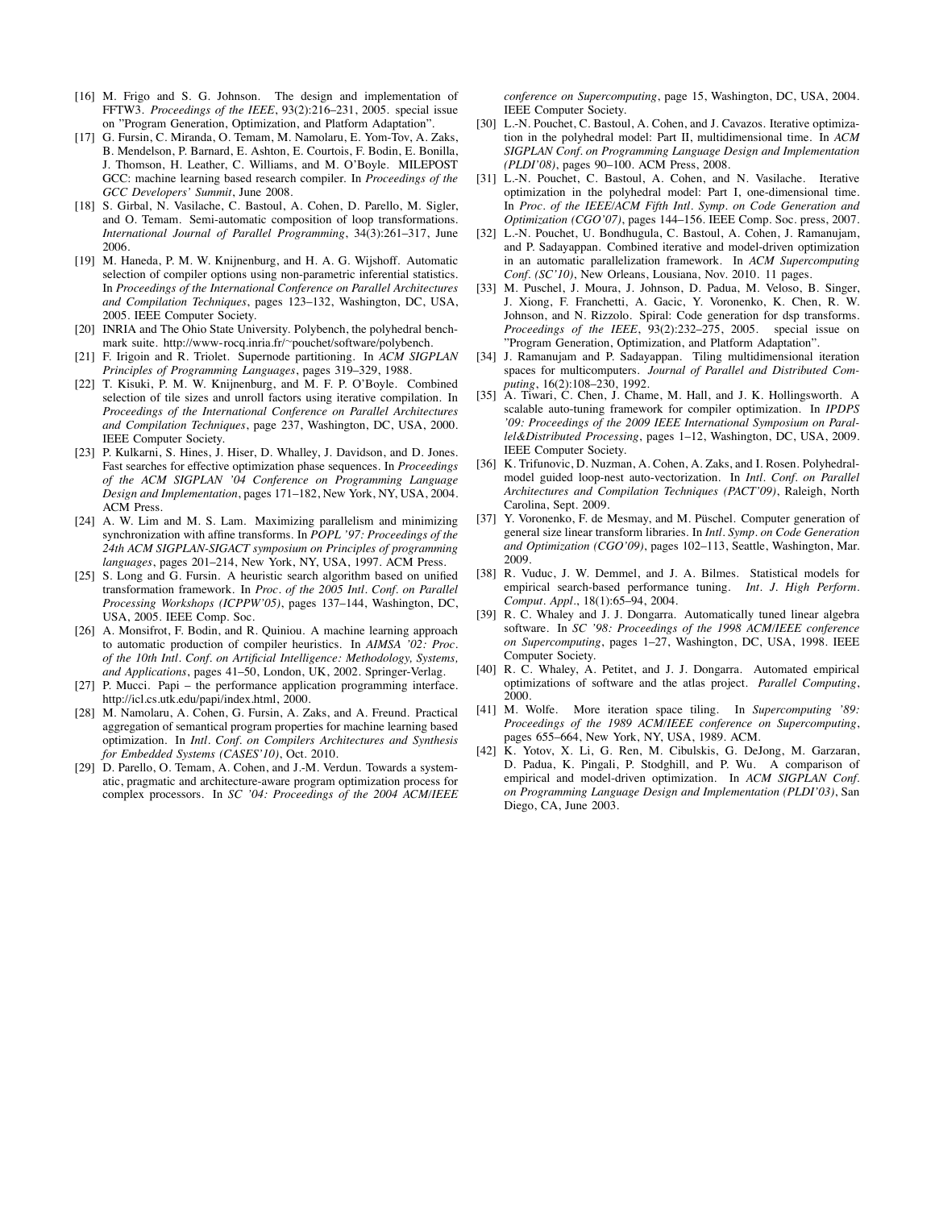[16] M. Frigo and S. G. Johnson. The design and implementation of FFTW3. *Proceedings of the IEEE*, 93(2):216–231, 2005. special issue on "Program Generation, Optimization, and Platform Adaptation".

[17] G. Fursin, C. Miranda, O. Temam, M. Namolaru, E. Yom-Tov, A. Zaks, B. Mendelson, P. Barnard, E. Ashton, E. Courtois, F. Bodin, E. Bonilla, J. Thomson, H. Leather, C. Williams, and M. O'Boyle. MILEPOST GCC: machine learning based research compiler. In *Proceedings of the GCC Developers' Summit*, June 2008.

[18] S. Girbal, N. Vasilache, C. Bastoul, A. Cohen, D. Parello, M. Sigler, and O. Temam. Semi-automatic composition of loop transformations. *International Journal of Parallel Programming*, 34(3):261–317, June 2006.

[19] M. Haneda, P. M. W. Knijnenburg, and H. A. G. Wijshoff. Automatic selection of compiler options using non-parametric inferential statistics. In *Proceedings of the International Conference on Parallel Architectures and Compilation Techniques*, pages 123–132, Washington, DC, USA, 2005. IEEE Computer Society.

[20] INRIA and The Ohio State University. Polybench, the polyhedral benchmark suite. http://www-rocq.inria.fr/~pouchet/software/polybench.

[21] F. Irigoin and R. Triolet. Supernode partitioning. In *ACM SIGPLAN Principles of Programming Languages*, pages 319–329, 1988.

[22] T. Kisuki, P. M. W. Knijnenburg, and M. F. P. O'Boyle. Combined selection of tile sizes and unroll factors using iterative compilation. In *Proceedings of the International Conference on Parallel Architectures and Compilation Techniques*, page 237, Washington, DC, USA, 2000. IEEE Computer Society.

[23] P. Kulkarni, S. Hines, J. Hiser, D. Whalley, J. Davidson, and D. Jones. Fast searches for effective optimization phase sequences. In *Proceedings of the ACM SIGPLAN '04 Conference on Programming Language Design and Implementation*, pages 171–182, New York, NY, USA, 2004. ACM Press.

[24] A. W. Lim and M. S. Lam. Maximizing parallelism and minimizing synchronization with affine transforms. In *POPL '97: Proceedings of the 24th ACM SIGPLAN-SIGACT symposium on Principles of programming languages*, pages 201–214, New York, NY, USA, 1997. ACM Press.

[25] S. Long and G. Fursin. A heuristic search algorithm based on unified transformation framework. In *Proc. of the 2005 Intl. Conf. on Parallel Processing Workshops (ICPPW'05)*, pages 137–144, Washington, DC, USA, 2005. IEEE Comp. Soc.

[26] A. Monsifrot, F. Bodin, and R. Quiniou. A machine learning approach to automatic production of compiler heuristics. In *AIMSA '02: Proc. of the 10th Intl. Conf. on Artificial Intelligence: Methodology, Systems, and Applications*, pages 41–50, London, UK, 2002. Springer-Verlag.

[27] P. Mucci. Papi – the performance application programming interface. http://icl.cs.utk.edu/papi/index.html, 2000.

[28] M. Namolaru, A. Cohen, G. Fursin, A. Zaks, and A. Freund. Practical aggregation of semantical program properties for machine learning based optimization. In *Intl. Conf. on Compilers Architectures and Synthesis for Embedded Systems (CASES'10)*, Oct. 2010.

[29] D. Parello, O. Temam, A. Cohen, and J.-M. Verdun. Towards a systematic, pragmatic and architecture-aware program optimization process for complex processors. In *SC '04: Proceedings of the 2004 ACM/IEEE conference on Supercomputing*, page 15, Washington, DC, USA, 2004. IEEE Computer Society.

[30] L.-N. Pouchet, C. Bastoul, A. Cohen, and J. Cavazos. Iterative optimization in the polyhedral model: Part II, multidimensional time. In *ACM SIGPLAN Conf. on Programming Language Design and Implementation (PLDI'08)*, pages 90–100. ACM Press, 2008.

[31] L.-N. Pouchet, C. Bastoul, A. Cohen, and N. Vasilache. Iterative optimization in the polyhedral model: Part I, one-dimensional time. In *Proc. of the IEEE/ACM Fifth Intl. Symp. on Code Generation and Optimization (CGO'07)*, pages 144–156. IEEE Comp. Soc. press, 2007.

[32] L.-N. Pouchet, U. Bondhugula, C. Bastoul, A. Cohen, J. Ramanujam, and P. Sadayappan. Combined iterative and model-driven optimization in an automatic parallelization framework. In *ACM Supercomputing Conf. (SC'10)*, New Orleans, Lousiana, Nov. 2010. 11 pages.

[33] M. Puschel, J. Moura, J. Johnson, D. Padua, M. Veloso, B. Singer, J. Xiong, F. Franchetti, A. Gacic, Y. Voronenko, K. Chen, R. W. Johnson, and N. Rizzolo. Spiral: Code generation for dsp transforms. *Proceedings of the IEEE*, 93(2):232–275, 2005. special issue on "Program Generation, Optimization, and Platform Adaptation".

[34] J. Ramanujam and P. Sadayappan. Tiling multidimensional iteration spaces for multicomputers. *Journal of Parallel and Distributed Computing*, 16(2):108–230, 1992.

[35] A. Tiwari, C. Chen, J. Chame, M. Hall, and J. K. Hollingsworth. A scalable auto-tuning framework for compiler optimization. In *IPDPS '09: Proceedings of the 2009 IEEE International Symposium on Parallel&Distributed Processing*, pages 1–12, Washington, DC, USA, 2009. IEEE Computer Society.

[36] K. Trifunovic, D. Nuzman, A. Cohen, A. Zaks, and I. Rosen. Polyhedral-model guided loop-nest auto-vectorization. In *Intl. Conf. on Parallel Architectures and Compilation Techniques (PACT'09)*, Raleigh, North Carolina, Sept. 2009.

[37] Y. Voronenko, F. de Mesmay, and M. Püschel. Computer generation of general size linear transform libraries. In *Intl. Symp. on Code Generation and Optimization (CGO'09)*, pages 102–113, Seattle, Washington, Mar. 2009.

[38] R. Vuduc, J. W. Demmel, and J. A. Bilmes. Statistical models for empirical search-based performance tuning. *Int. J. High Perform. Comput. Appl.*, 18(1):65–94, 2004.

[39] R. C. Whaley and J. J. Dongarra. Automatically tuned linear algebra software. In *SC '98: Proceedings of the 1998 ACM/IEEE conference on Supercomputing*, pages 1–27, Washington, DC, USA, 1998. IEEE Computer Society.

[40] R. C. Whaley, A. Petitet, and J. J. Dongarra. Automated empirical optimizations of software and the atlas project. *Parallel Computing*, 2000.

[41] M. Wolfe. More iteration space tiling. In *Supercomputing '89: Proceedings of the 1989 ACM/IEEE conference on Supercomputing*, pages 655–664, New York, NY, USA, 1989. ACM.

[42] K. Yotov, X. Li, G. Ren, M. Cibulskis, G. DeJong, M. Garzaran, D. Padua, K. Pingali, P. Stodghill, and P. Wu. A comparison of empirical and model-driven optimization. In *ACM SIGPLAN Conf. on Programming Language Design and Implementation (PLDI'03)*, San Diego, CA, June 2003.